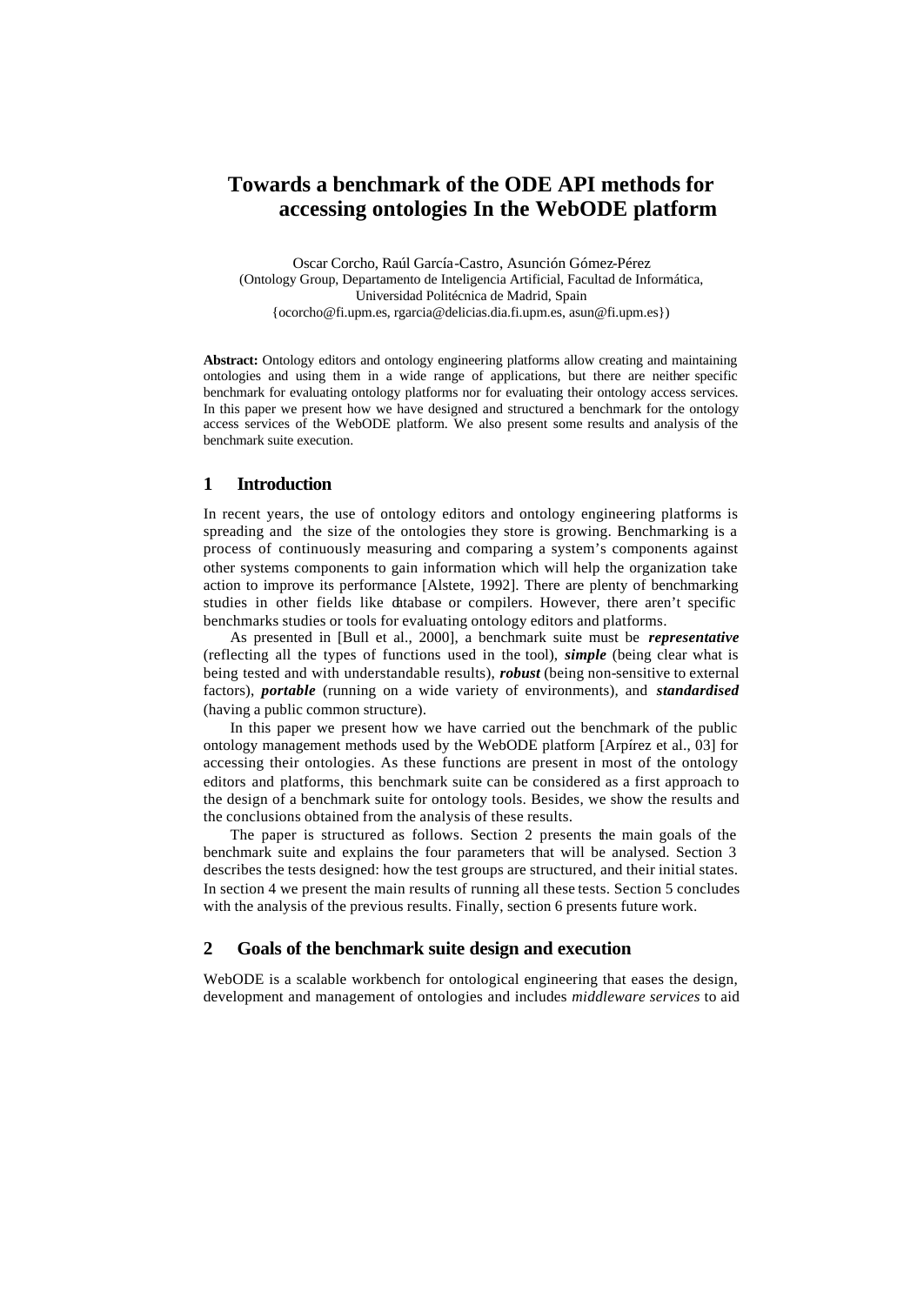# Towards a benchmark of the ODE API methods for accessing ontologies In the WebODE platform

Oscar Corcho, Raúl García-Castro, Asunción Gómez-Pérez
(Ontology Group, Departamento de Inteligencia Artificial, Facultad de Informática, Universidad Politécnica de Madrid, Spain
{ocorcho@fi.upm.es, rgarcia@delicias.dia.fi.upm.es, asun@fi.upm.es})

**Abstract:** Ontology editors and ontology engineering platforms allow creating and maintaining ontologies and using them in a wide range of applications, but there are neither specific benchmark for evaluating ontology platforms nor for evaluating their ontology access services. In this paper we present how we have designed and structured a benchmark for the ontology access services of the WebODE platform. We also present some results and analysis of the benchmark suite execution.

## 1 Introduction

In recent years, the use of ontology editors and ontology engineering platforms is spreading and the size of the ontologies they store is growing. Benchmarking is a process of continuously measuring and comparing a system's components against other systems components to gain information which will help the organization take action to improve its performance [Alstete, 1992]. There are plenty of benchmarking studies in other fields like database or compilers. However, there aren't specific benchmarks studies or tools for evaluating ontology editors and platforms.

As presented in [Bull et al., 2000], a benchmark suite must be ***representative*** (reflecting all the types of functions used in the tool), ***simple*** (being clear what is being tested and with understandable results), ***robust*** (being non-sensitive to external factors), ***portable*** (running on a wide variety of environments), and ***standardised*** (having a public common structure).

In this paper we present how we have carried out the benchmark of the public ontology management methods used by the WebODE platform [Arpírez et al., 03] for accessing their ontologies. As these functions are present in most of the ontology editors and platforms, this benchmark suite can be considered as a first approach to the design of a benchmark suite for ontology tools. Besides, we show the results and the conclusions obtained from the analysis of these results.

The paper is structured as follows. Section 2 presents the main goals of the benchmark suite and explains the four parameters that will be analysed. Section 3 describes the tests designed: how the test groups are structured, and their initial states. In section 4 we present the main results of running all these tests. Section 5 concludes with the analysis of the previous results. Finally, section 6 presents future work.

## 2 Goals of the benchmark suite design and execution

WebODE is a scalable workbench for ontological engineering that eases the design, development and management of ontologies and includes *middleware services* to aid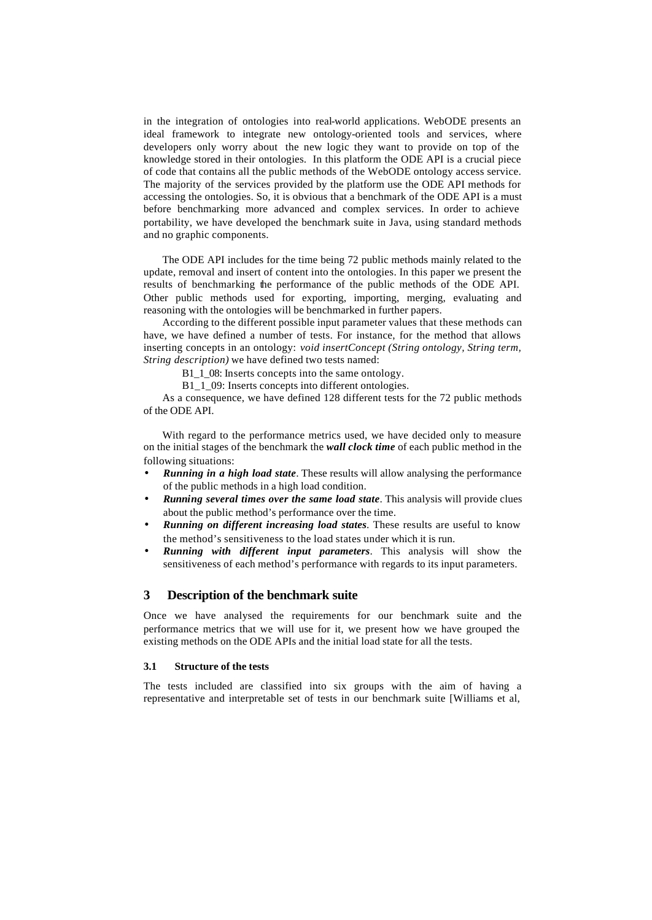in the integration of ontologies into real-world applications. WebODE presents an ideal framework to integrate new ontology-oriented tools and services, where developers only worry about the new logic they want to provide on top of the knowledge stored in their ontologies. In this platform the ODE API is a crucial piece of code that contains all the public methods of the WebODE ontology access service. The majority of the services provided by the platform use the ODE API methods for accessing the ontologies. So, it is obvious that a benchmark of the ODE API is a must before benchmarking more advanced and complex services. In order to achieve portability, we have developed the benchmark suite in Java, using standard methods and no graphic components.

The ODE API includes for the time being 72 public methods mainly related to the update, removal and insert of content into the ontologies. In this paper we present the results of benchmarking the performance of the public methods of the ODE API. Other public methods used for exporting, importing, merging, evaluating and reasoning with the ontologies will be benchmarked in further papers.

According to the different possible input parameter values that these methods can have, we have defined a number of tests. For instance, for the method that allows inserting concepts in an ontology: *void insertConcept (String ontology, String term, String description)* we have defined two tests named:

B1_1_08: Inserts concepts into the same ontology.

B1_1_09: Inserts concepts into different ontologies.

As a consequence, we have defined 128 different tests for the 72 public methods of the ODE API.

With regard to the performance metrics used, we have decided only to measure on the initial stages of the benchmark the ***wall clock time*** of each public method in the following situations:

- ***Running in a high load state***. These results will allow analysing the performance of the public methods in a high load condition.
- ***Running several times over the same load state***. This analysis will provide clues about the public method's performance over the time.
- ***Running on different increasing load states***. These results are useful to know the method's sensitiveness to the load states under which it is run.
- ***Running with different input parameters***. This analysis will show the sensitiveness of each method's performance with regards to its input parameters.

## 3 Description of the benchmark suite

Once we have analysed the requirements for our benchmark suite and the performance metrics that we will use for it, we present how we have grouped the existing methods on the ODE APIs and the initial load state for all the tests.

### 3.1 Structure of the tests

The tests included are classified into six groups with the aim of having a representative and interpretable set of tests in our benchmark suite [Williams et al,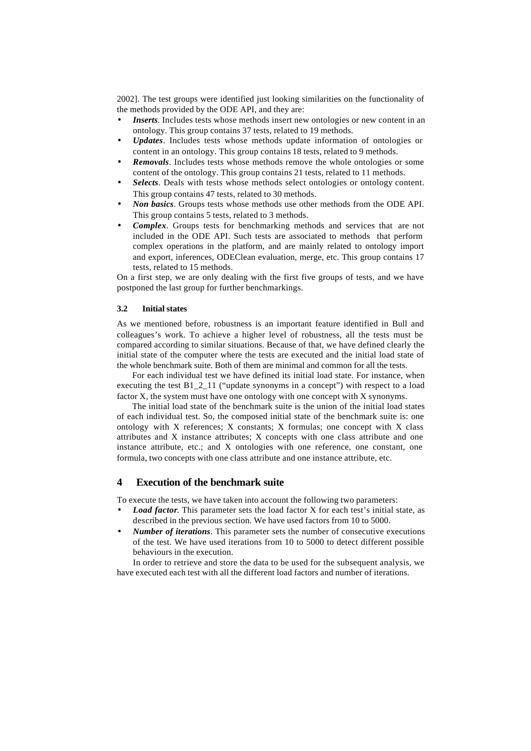2002]. The test groups were identified just looking similarities on the functionality of the methods provided by the ODE API, and they are:

- ***Inserts***. Includes tests whose methods insert new ontologies or new content in an ontology. This group contains 37 tests, related to 19 methods.
- ***Updates***. Includes tests whose methods update information of ontologies or content in an ontology. This group contains 18 tests, related to 9 methods.
- ***Removals***. Includes tests whose methods remove the whole ontologies or some content of the ontology. This group contains 21 tests, related to 11 methods.
- ***Selects***. Deals with tests whose methods select ontologies or ontology content. This group contains 47 tests, related to 30 methods.
- ***Non basics***. Groups tests whose methods use other methods from the ODE API. This group contains 5 tests, related to 3 methods.
- ***Complex***. Groups tests for benchmarking methods and services that are not included in the ODE API. Such tests are associated to methods that perform complex operations in the platform, and are mainly related to ontology import and export, inferences, ODEClean evaluation, merge, etc. This group contains 17 tests, related to 15 methods.

On a first step, we are only dealing with the first five groups of tests, and we have postponed the last group for further benchmarkings.

### 3.2 Initial states

As we mentioned before, robustness is an important feature identified in Bull and colleagues's work. To achieve a higher level of robustness, all the tests must be compared according to similar situations. Because of that, we have defined clearly the initial state of the computer where the tests are executed and the initial load state of the whole benchmark suite. Both of them are minimal and common for all the tests.

For each individual test we have defined its initial load state. For instance, when executing the test B1_2_11 ("update synonyms in a concept") with respect to a load factor X, the system must have one ontology with one concept with X synonyms.

The initial load state of the benchmark suite is the union of the initial load states of each individual test. So, the composed initial state of the benchmark suite is: one ontology with X references; X constants; X formulas; one concept with X class attributes and X instance attributes; X concepts with one class attribute and one instance attribute, etc.; and X ontologies with one reference, one constant, one formula, two concepts with one class attribute and one instance attribute, etc.

## 4 Execution of the benchmark suite

To execute the tests, we have taken into account the following two parameters:

- ***Load factor***. This parameter sets the load factor X for each test's initial state, as described in the previous section. We have used factors from 10 to 5000.
- ***Number of iterations***. This parameter sets the number of consecutive executions of the test. We have used iterations from 10 to 5000 to detect different possible behaviours in the execution.

In order to retrieve and store the data to be used for the subsequent analysis, we have executed each test with all the different load factors and number of iterations.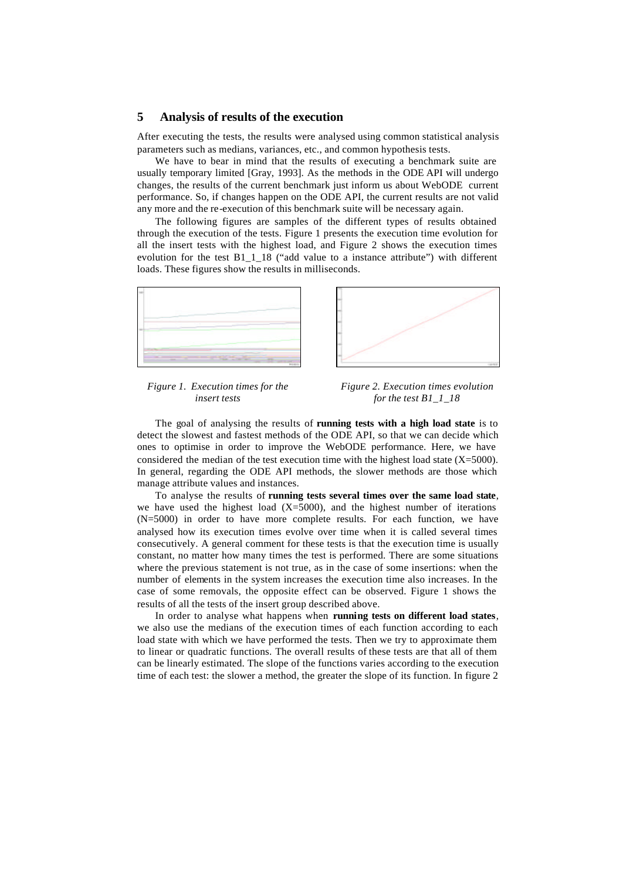## 5 Analysis of results of the execution

After executing the tests, the results were analysed using common statistical analysis parameters such as medians, variances, etc., and common hypothesis tests.

We have to bear in mind that the results of executing a benchmark suite are usually temporary limited [Gray, 1993]. As the methods in the ODE API will undergo changes, the results of the current benchmark just inform us about WebODE current performance. So, if changes happen on the ODE API, the current results are not valid any more and the re-execution of this benchmark suite will be necessary again.

The following figures are samples of the different types of results obtained through the execution of the tests. Figure 1 presents the execution time evolution for all the insert tests with the highest load, and Figure 2 shows the execution times evolution for the test B1_1_18 ("add value to a instance attribute") with different loads. These figures show the results in milliseconds.

*Figure 1. Execution times for the insert tests*

*Figure 2. Execution times evolution for the test B1_1_18*

The goal of analysing the results of **running tests with a high load state** is to detect the slowest and fastest methods of the ODE API, so that we can decide which ones to optimise in order to improve the WebODE performance. Here, we have considered the median of the test execution time with the highest load state (X=5000). In general, regarding the ODE API methods, the slower methods are those which manage attribute values and instances.

To analyse the results of **running tests several times over the same load state**, we have used the highest load (X=5000), and the highest number of iterations (N=5000) in order to have more complete results. For each function, we have analysed how its execution times evolve over time when it is called several times consecutively. A general comment for these tests is that the execution time is usually constant, no matter how many times the test is performed. There are some situations where the previous statement is not true, as in the case of some insertions: when the number of elements in the system increases the execution time also increases. In the case of some removals, the opposite effect can be observed. Figure 1 shows the results of all the tests of the insert group described above.

In order to analyse what happens when **running tests on different load states**, we also use the medians of the execution times of each function according to each load state with which we have performed the tests. Then we try to approximate them to linear or quadratic functions. The overall results of these tests are that all of them can be linearly estimated. The slope of the functions varies according to the execution time of each test: the slower a method, the greater the slope of its function. In figure 2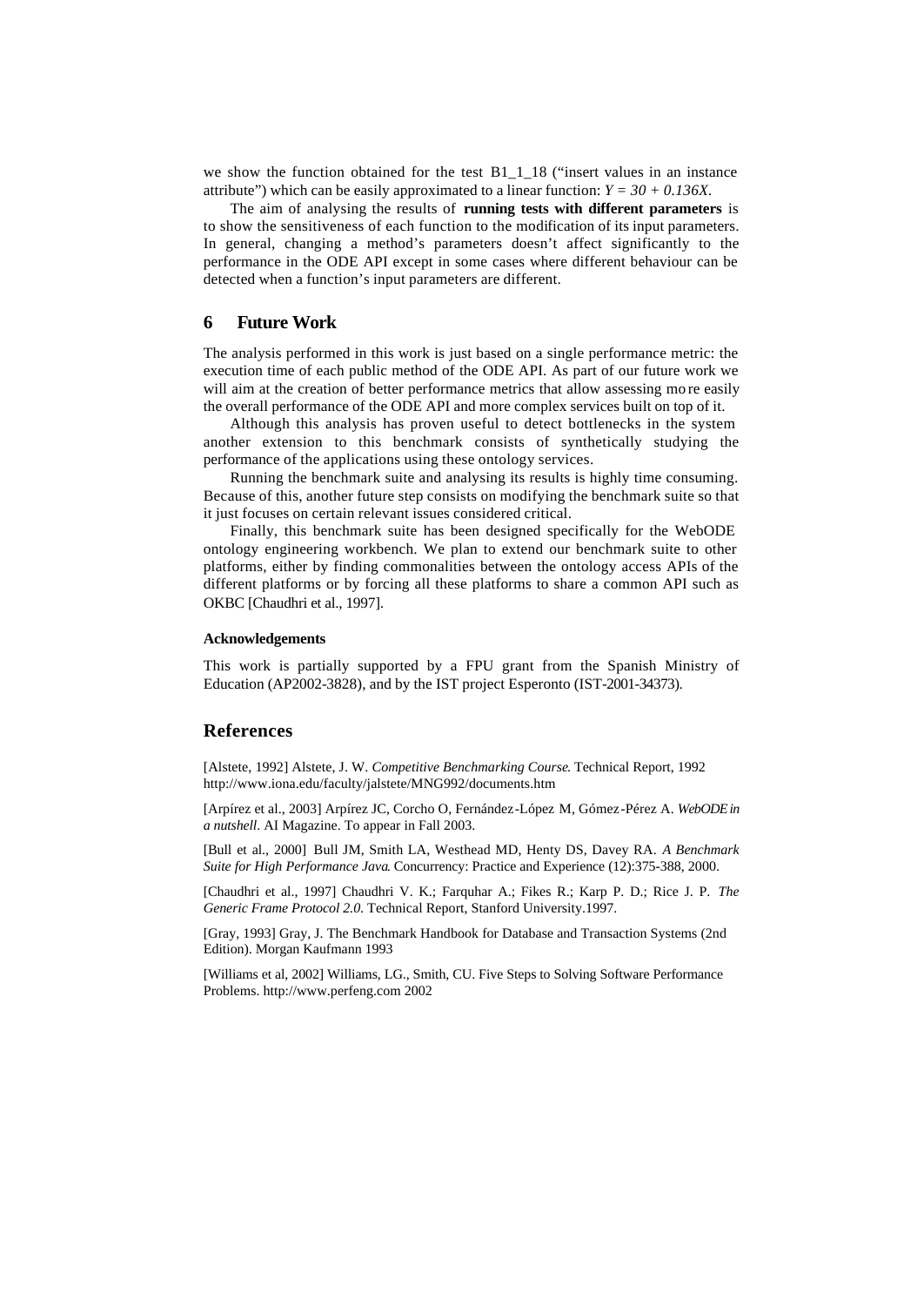we show the function obtained for the test B1_1_18 ("insert values in an instance attribute") which can be easily approximated to a linear function: $Y = 30 + 0.136X$.

The aim of analysing the results of **running tests with different parameters** is to show the sensitiveness of each function to the modification of its input parameters. In general, changing a method's parameters doesn't affect significantly to the performance in the ODE API except in some cases where different behaviour can be detected when a function's input parameters are different.

## 6 Future Work

The analysis performed in this work is just based on a single performance metric: the execution time of each public method of the ODE API. As part of our future work we will aim at the creation of better performance metrics that allow assessing more easily the overall performance of the ODE API and more complex services built on top of it.

Although this analysis has proven useful to detect bottlenecks in the system another extension to this benchmark consists of synthetically studying the performance of the applications using these ontology services.

Running the benchmark suite and analysing its results is highly time consuming. Because of this, another future step consists on modifying the benchmark suite so that it just focuses on certain relevant issues considered critical.

Finally, this benchmark suite has been designed specifically for the WebODE ontology engineering workbench. We plan to extend our benchmark suite to other platforms, either by finding commonalities between the ontology access APIs of the different platforms or by forcing all these platforms to share a common API such as OKBC [Chaudhri et al., 1997].

#### Acknowledgements

This work is partially supported by a FPU grant from the Spanish Ministry of Education (AP2002-3828), and by the IST project Esperonto (IST-2001-34373).

## References

[Alstete, 1992] Alstete, J. W. *Competitive Benchmarking Course*. Technical Report, 1992 http://www.iona.edu/faculty/jalstete/MNG992/documents.htm

[Arpírez et al., 2003] Arpírez JC, Corcho O, Fernández-López M, Gómez-Pérez A. *WebODE in a nutshell*. AI Magazine. To appear in Fall 2003.

[Bull et al., 2000] Bull JM, Smith LA, Westhead MD, Henty DS, Davey RA. *A Benchmark Suite for High Performance Java*. Concurrency: Practice and Experience (12):375-388, 2000.

[Chaudhri et al., 1997] Chaudhri V. K.; Farquhar A.; Fikes R.; Karp P. D.; Rice J. P. *The Generic Frame Protocol 2.0*. Technical Report, Stanford University.1997.

[Gray, 1993] Gray, J. The Benchmark Handbook for Database and Transaction Systems (2nd Edition). Morgan Kaufmann 1993

[Williams et al, 2002] Williams, LG., Smith, CU. Five Steps to Solving Software Performance Problems. http://www.perfeng.com 2002